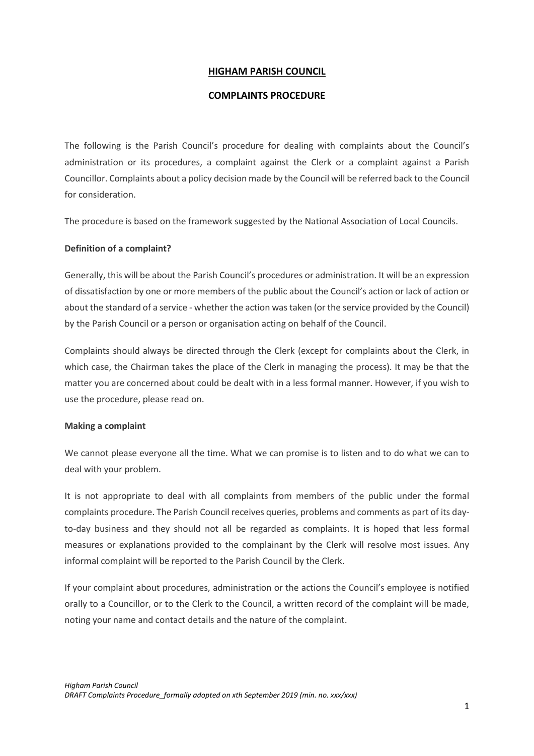# HIGHAM PARISH COUNCIL

## COMPLAINTS PROCEDURE

The following is the Parish Council's procedure for dealing with complaints about the Council's administration or its procedures, a complaint against the Clerk or a complaint against a Parish Councillor. Complaints about a policy decision made by the Council will be referred back to the Council for consideration.

The procedure is based on the framework suggested by the National Association of Local Councils.

**Definition of a complaint?**

Generally, this will be about the Parish Council's procedures or administration. It will be an expression of dissatisfaction by one or more members of the public about the Council's action or lack of action or about the standard of a service - whether the action was taken (or the service provided by the Council) by the Parish Council or a person or organisation acting on behalf of the Council.

Complaints should always be directed through the Clerk (except for complaints about the Clerk, in which case, the Chairman takes the place of the Clerk in managing the process). It may be that the matter you are concerned about could be dealt with in a less formal manner. However, if you wish to use the procedure, please read on.

**Making a complaint**

We cannot please everyone all the time. What we can promise is to listen and to do what we can to deal with your problem.

It is not appropriate to deal with all complaints from members of the public under the formal complaints procedure. The Parish Council receives queries, problems and comments as part of its day-to-day business and they should not all be regarded as complaints. It is hoped that less formal measures or explanations provided to the complainant by the Clerk will resolve most issues. Any informal complaint will be reported to the Parish Council by the Clerk.

If your complaint about procedures, administration or the actions the Council's employee is notified orally to a Councillor, or to the Clerk to the Council, a written record of the complaint will be made, noting your name and contact details and the nature of the complaint.

*Higham Parish Council*
*DRAFT Complaints Procedure_formally adopted on xth September 2019 (min. no. xxx/xxx)*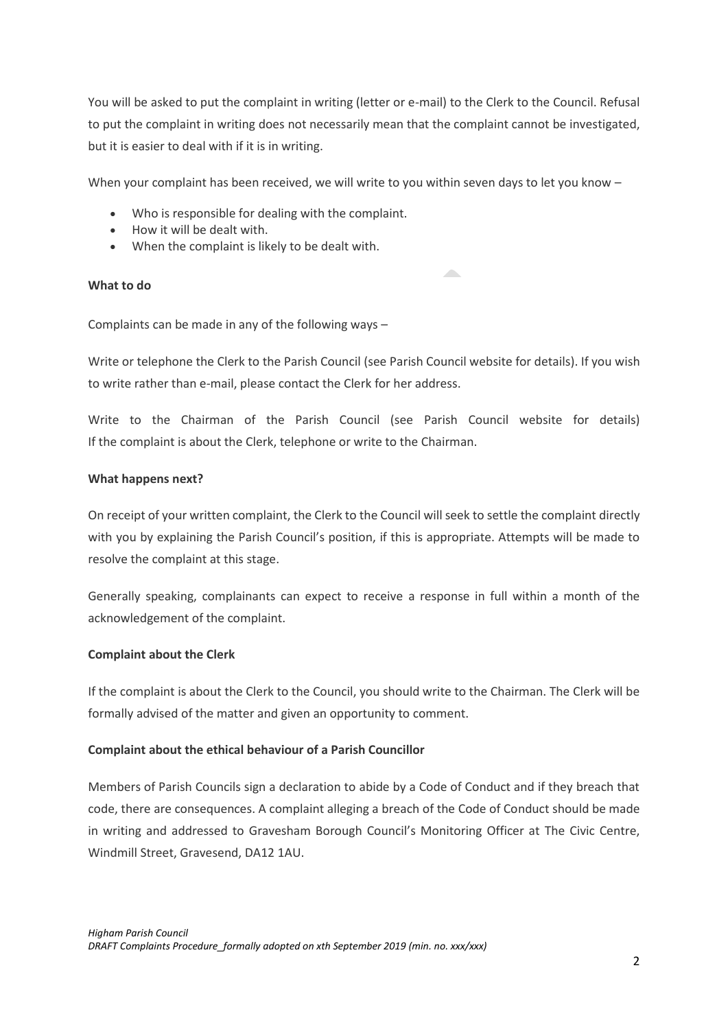You will be asked to put the complaint in writing (letter or e-mail) to the Clerk to the Council. Refusal to put the complaint in writing does not necessarily mean that the complaint cannot be investigated, but it is easier to deal with if it is in writing.

When your complaint has been received, we will write to you within seven days to let you know –

- Who is responsible for dealing with the complaint.
- How it will be dealt with.
- When the complaint is likely to be dealt with.

**What to do**

Complaints can be made in any of the following ways –

Write or telephone the Clerk to the Parish Council (see Parish Council website for details). If you wish to write rather than e-mail, please contact the Clerk for her address.

Write to the Chairman of the Parish Council (see Parish Council website for details) If the complaint is about the Clerk, telephone or write to the Chairman.

**What happens next?**

On receipt of your written complaint, the Clerk to the Council will seek to settle the complaint directly with you by explaining the Parish Council's position, if this is appropriate. Attempts will be made to resolve the complaint at this stage.

Generally speaking, complainants can expect to receive a response in full within a month of the acknowledgement of the complaint.

**Complaint about the Clerk**

If the complaint is about the Clerk to the Council, you should write to the Chairman. The Clerk will be formally advised of the matter and given an opportunity to comment.

**Complaint about the ethical behaviour of a Parish Councillor**

Members of Parish Councils sign a declaration to abide by a Code of Conduct and if they breach that code, there are consequences. A complaint alleging a breach of the Code of Conduct should be made in writing and addressed to Gravesham Borough Council's Monitoring Officer at The Civic Centre, Windmill Street, Gravesend, DA12 1AU.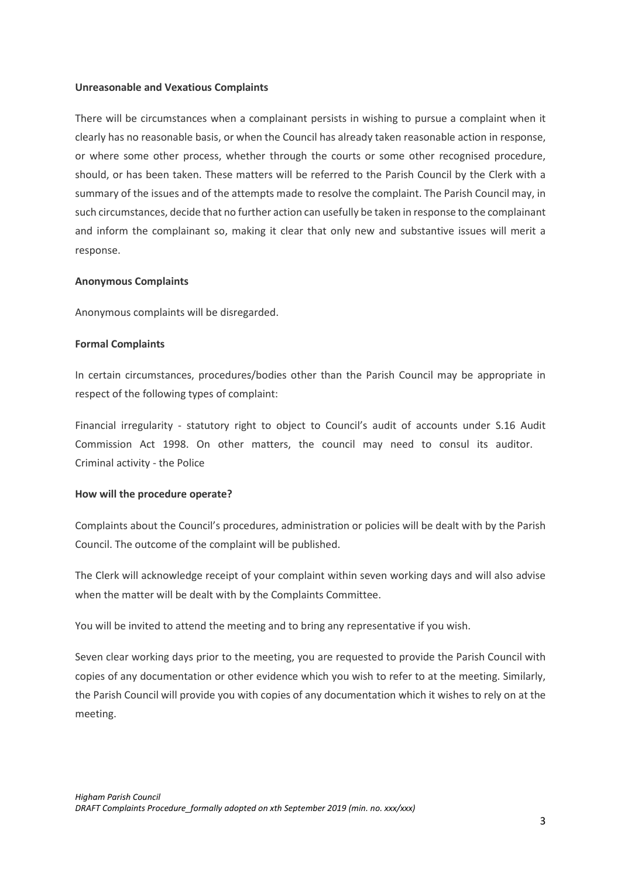**Unreasonable and Vexatious Complaints**

There will be circumstances when a complainant persists in wishing to pursue a complaint when it clearly has no reasonable basis, or when the Council has already taken reasonable action in response, or where some other process, whether through the courts or some other recognised procedure, should, or has been taken. These matters will be referred to the Parish Council by the Clerk with a summary of the issues and of the attempts made to resolve the complaint. The Parish Council may, in such circumstances, decide that no further action can usefully be taken in response to the complainant and inform the complainant so, making it clear that only new and substantive issues will merit a response.

**Anonymous Complaints**

Anonymous complaints will be disregarded.

**Formal Complaints**

In certain circumstances, procedures/bodies other than the Parish Council may be appropriate in respect of the following types of complaint:

Financial irregularity - statutory right to object to Council's audit of accounts under S.16 Audit Commission Act 1998. On other matters, the council may need to consul its auditor.
Criminal activity - the Police

**How will the procedure operate?**

Complaints about the Council's procedures, administration or policies will be dealt with by the Parish Council. The outcome of the complaint will be published.

The Clerk will acknowledge receipt of your complaint within seven working days and will also advise when the matter will be dealt with by the Complaints Committee.

You will be invited to attend the meeting and to bring any representative if you wish.

Seven clear working days prior to the meeting, you are requested to provide the Parish Council with copies of any documentation or other evidence which you wish to refer to at the meeting. Similarly, the Parish Council will provide you with copies of any documentation which it wishes to rely on at the meeting.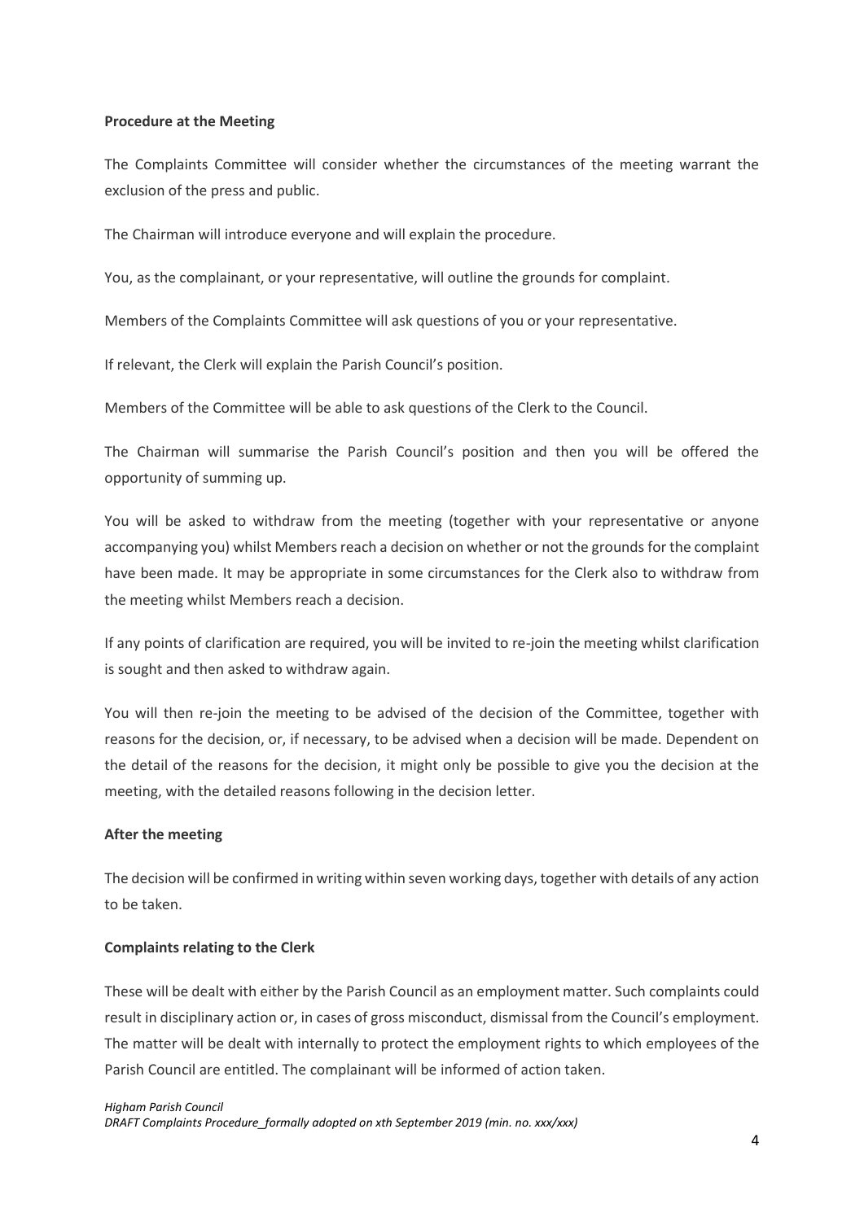**Procedure at the Meeting**

The Complaints Committee will consider whether the circumstances of the meeting warrant the exclusion of the press and public.

The Chairman will introduce everyone and will explain the procedure.

You, as the complainant, or your representative, will outline the grounds for complaint.

Members of the Complaints Committee will ask questions of you or your representative.

If relevant, the Clerk will explain the Parish Council's position.

Members of the Committee will be able to ask questions of the Clerk to the Council.

The Chairman will summarise the Parish Council's position and then you will be offered the opportunity of summing up.

You will be asked to withdraw from the meeting (together with your representative or anyone accompanying you) whilst Members reach a decision on whether or not the grounds for the complaint have been made. It may be appropriate in some circumstances for the Clerk also to withdraw from the meeting whilst Members reach a decision.

If any points of clarification are required, you will be invited to re-join the meeting whilst clarification is sought and then asked to withdraw again.

You will then re-join the meeting to be advised of the decision of the Committee, together with reasons for the decision, or, if necessary, to be advised when a decision will be made. Dependent on the detail of the reasons for the decision, it might only be possible to give you the decision at the meeting, with the detailed reasons following in the decision letter.

**After the meeting**

The decision will be confirmed in writing within seven working days, together with details of any action to be taken.

**Complaints relating to the Clerk**

These will be dealt with either by the Parish Council as an employment matter. Such complaints could result in disciplinary action or, in cases of gross misconduct, dismissal from the Council's employment. The matter will be dealt with internally to protect the employment rights to which employees of the Parish Council are entitled. The complainant will be informed of action taken.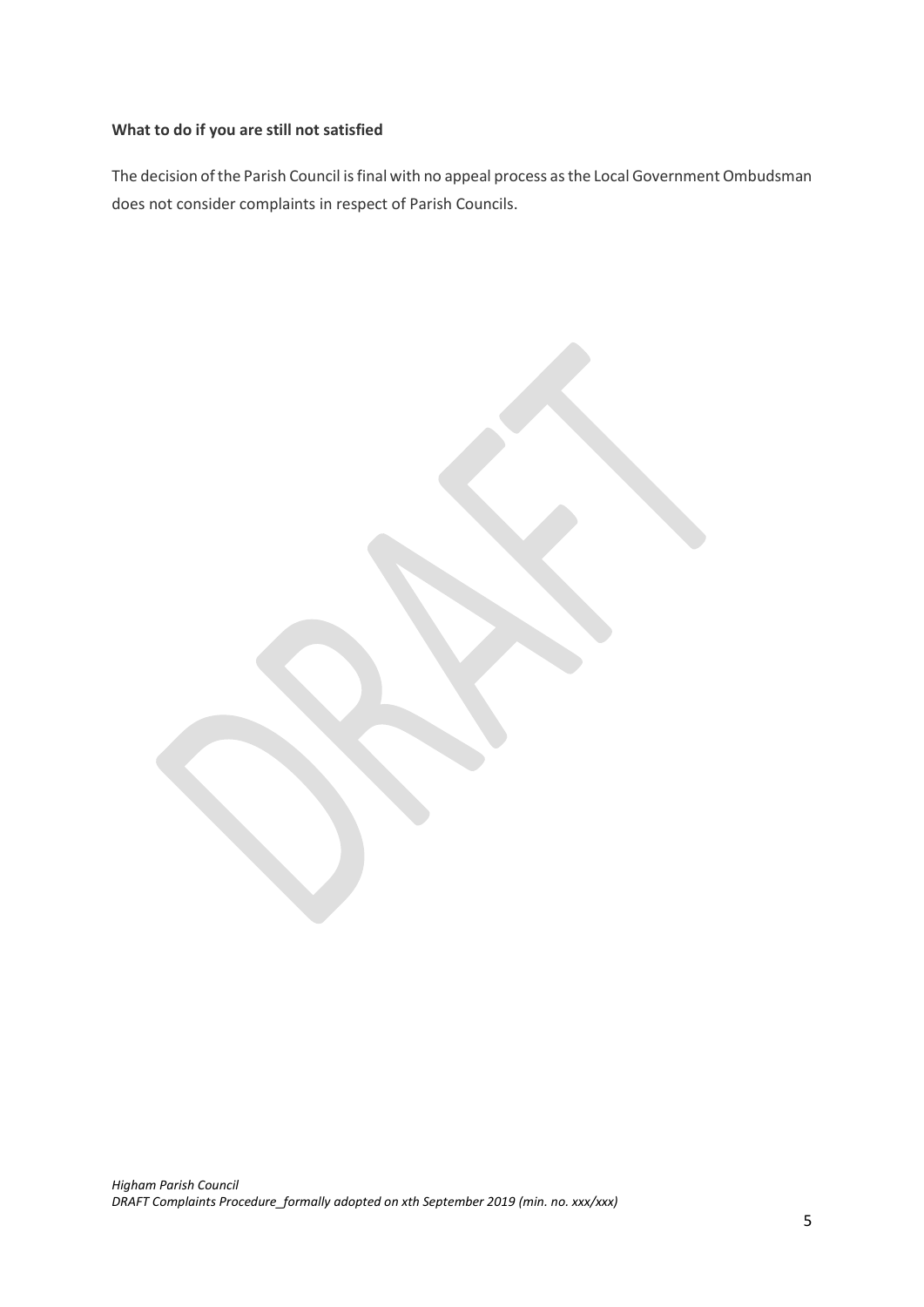**What to do if you are still not satisfied**

The decision of the Parish Council is final with no appeal process as the Local Government Ombudsman does not consider complaints in respect of Parish Councils.